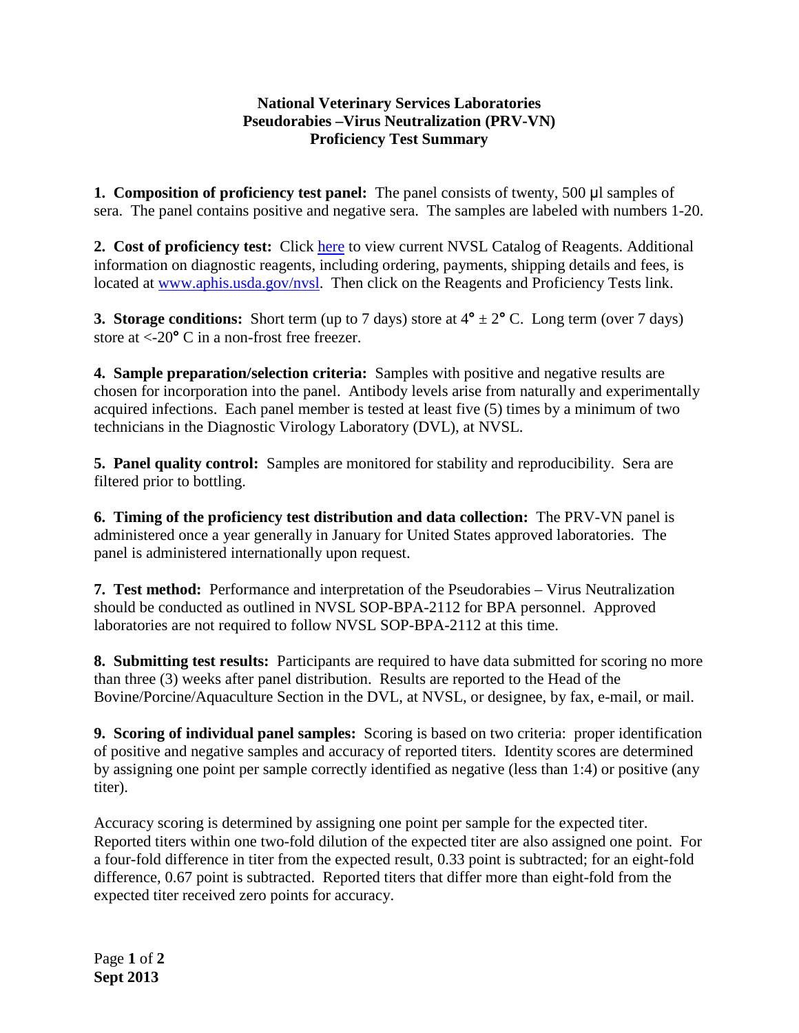**National Veterinary Services Laboratories**
**Pseudorabies –Virus Neutralization (PRV-VN)**
**Proficiency Test Summary**

**1. Composition of proficiency test panel:** The panel consists of twenty, 500 μl samples of sera. The panel contains positive and negative sera. The samples are labeled with numbers 1-20.

**2. Cost of proficiency test:** Click [here]() to view current NVSL Catalog of Reagents. Additional information on diagnostic reagents, including ordering, payments, shipping details and fees, is located at [www.aphis.usda.gov/nvsl](www.aphis.usda.gov/nvsl). Then click on the Reagents and Proficiency Tests link.

**3. Storage conditions:** Short term (up to 7 days) store at 4° ± 2° C. Long term (over 7 days) store at <-20° C in a non-frost free freezer.

**4. Sample preparation/selection criteria:** Samples with positive and negative results are chosen for incorporation into the panel. Antibody levels arise from naturally and experimentally acquired infections. Each panel member is tested at least five (5) times by a minimum of two technicians in the Diagnostic Virology Laboratory (DVL), at NVSL.

**5. Panel quality control:** Samples are monitored for stability and reproducibility. Sera are filtered prior to bottling.

**6. Timing of the proficiency test distribution and data collection:** The PRV-VN panel is administered once a year generally in January for United States approved laboratories. The panel is administered internationally upon request.

**7. Test method:** Performance and interpretation of the Pseudorabies – Virus Neutralization should be conducted as outlined in NVSL SOP-BPA-2112 for BPA personnel. Approved laboratories are not required to follow NVSL SOP-BPA-2112 at this time.

**8. Submitting test results:** Participants are required to have data submitted for scoring no more than three (3) weeks after panel distribution. Results are reported to the Head of the Bovine/Porcine/Aquaculture Section in the DVL, at NVSL, or designee, by fax, e-mail, or mail.

**9. Scoring of individual panel samples:** Scoring is based on two criteria: proper identification of positive and negative samples and accuracy of reported titers. Identity scores are determined by assigning one point per sample correctly identified as negative (less than 1:4) or positive (any titer).

Accuracy scoring is determined by assigning one point per sample for the expected titer. Reported titers within one two-fold dilution of the expected titer are also assigned one point. For a four-fold difference in titer from the expected result, 0.33 point is subtracted; for an eight-fold difference, 0.67 point is subtracted. Reported titers that differ more than eight-fold from the expected titer received zero points for accuracy.

**Sept 2013**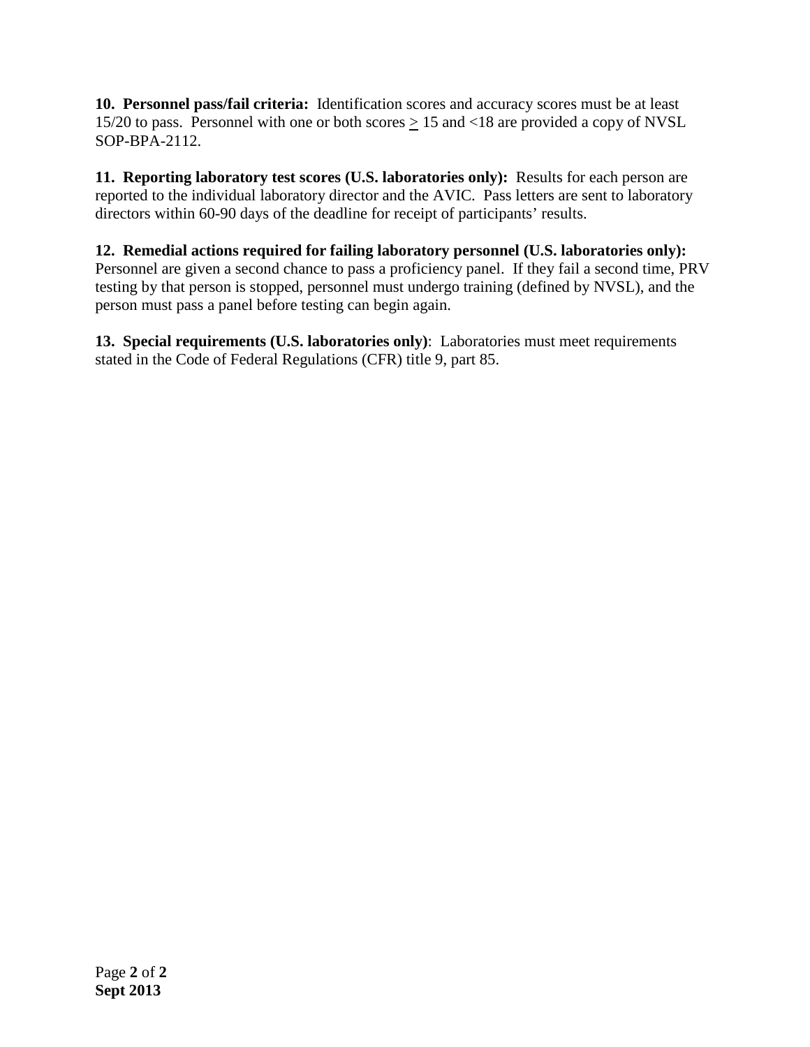**10. Personnel pass/fail criteria:** Identification scores and accuracy scores must be at least 15/20 to pass. Personnel with one or both scores $\geq$ 15 and <18 are provided a copy of NVSL SOP-BPA-2112.

**11. Reporting laboratory test scores (U.S. laboratories only):** Results for each person are reported to the individual laboratory director and the AVIC. Pass letters are sent to laboratory directors within 60-90 days of the deadline for receipt of participants' results.

**12. Remedial actions required for failing laboratory personnel (U.S. laboratories only):** Personnel are given a second chance to pass a proficiency panel. If they fail a second time, PRV testing by that person is stopped, personnel must undergo training (defined by NVSL), and the person must pass a panel before testing can begin again.

**13. Special requirements (U.S. laboratories only)**: Laboratories must meet requirements stated in the Code of Federal Regulations (CFR) title 9, part 85.

**Sept 2013**